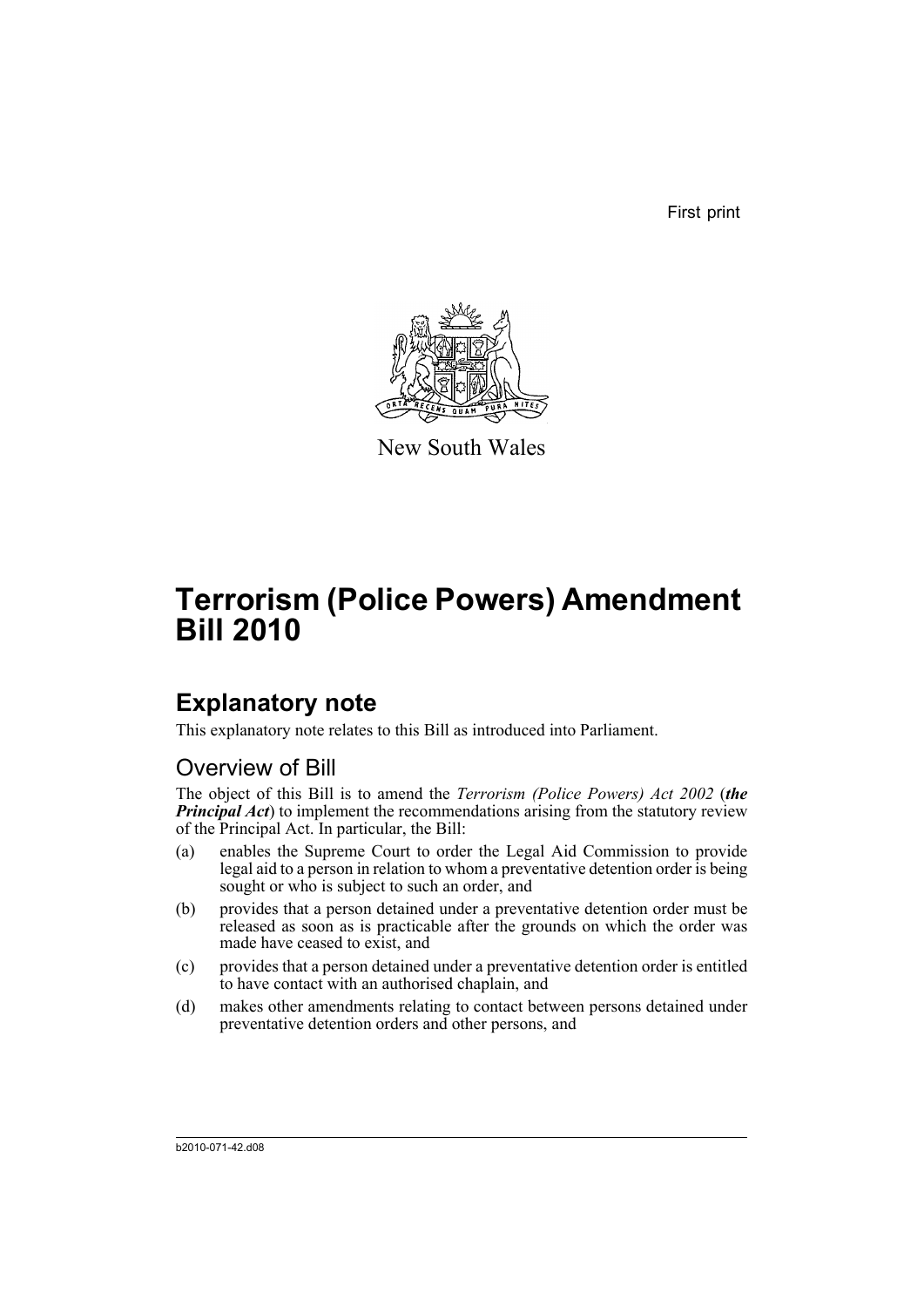First print

New South Wales

# Terrorism (Police Powers) Amendment Bill 2010

## Explanatory note

This explanatory note relates to this Bill as introduced into Parliament.

### Overview of Bill

The object of this Bill is to amend the *Terrorism (Police Powers) Act 2002* (***the Principal Act***) to implement the recommendations arising from the statutory review of the Principal Act. In particular, the Bill:

(a) enables the Supreme Court to order the Legal Aid Commission to provide legal aid to a person in relation to whom a preventative detention order is being sought or who is subject to such an order, and

(b) provides that a person detained under a preventative detention order must be released as soon as is practicable after the grounds on which the order was made have ceased to exist, and

(c) provides that a person detained under a preventative detention order is entitled to have contact with an authorised chaplain, and

(d) makes other amendments relating to contact between persons detained under preventative detention orders and other persons, and

b2010-071-42.d08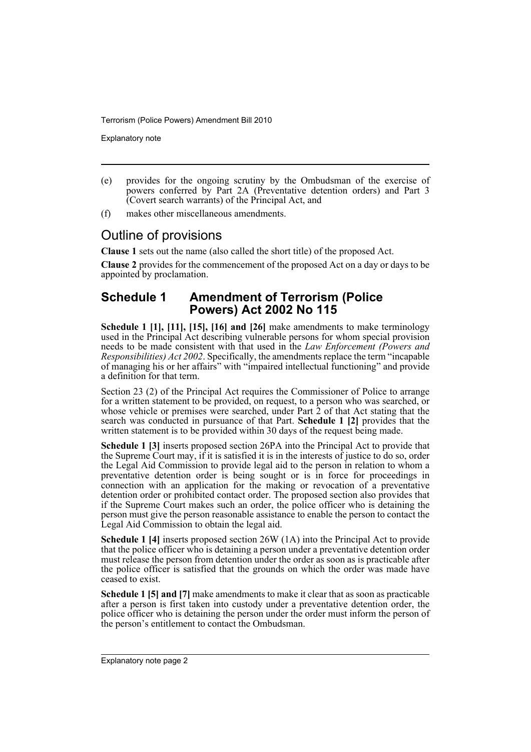(e) provides for the ongoing scrutiny by the Ombudsman of the exercise of powers conferred by Part 2A (Preventative detention orders) and Part 3 (Covert search warrants) of the Principal Act, and

(f) makes other miscellaneous amendments.

## Outline of provisions

**Clause 1** sets out the name (also called the short title) of the proposed Act.

**Clause 2** provides for the commencement of the proposed Act on a day or days to be appointed by proclamation.

## Schedule 1 Amendment of Terrorism (Police Powers) Act 2002 No 115

**Schedule 1 [1], [11], [15], [16] and [26]** make amendments to make terminology used in the Principal Act describing vulnerable persons for whom special provision needs to be made consistent with that used in the *Law Enforcement (Powers and Responsibilities) Act 2002*. Specifically, the amendments replace the term "incapable of managing his or her affairs" with "impaired intellectual functioning" and provide a definition for that term.

Section 23 (2) of the Principal Act requires the Commissioner of Police to arrange for a written statement to be provided, on request, to a person who was searched, or whose vehicle or premises were searched, under Part 2 of that Act stating that the search was conducted in pursuance of that Part. **Schedule 1 [2]** provides that the written statement is to be provided within 30 days of the request being made.

**Schedule 1 [3]** inserts proposed section 26PA into the Principal Act to provide that the Supreme Court may, if it is satisfied it is in the interests of justice to do so, order the Legal Aid Commission to provide legal aid to the person in relation to whom a preventative detention order is being sought or is in force for proceedings in connection with an application for the making or revocation of a preventative detention order or prohibited contact order. The proposed section also provides that if the Supreme Court makes such an order, the police officer who is detaining the person must give the person reasonable assistance to enable the person to contact the Legal Aid Commission to obtain the legal aid.

**Schedule 1 [4]** inserts proposed section 26W (1A) into the Principal Act to provide that the police officer who is detaining a person under a preventative detention order must release the person from detention under the order as soon as is practicable after the police officer is satisfied that the grounds on which the order was made have ceased to exist.

**Schedule 1 [5] and [7]** make amendments to make it clear that as soon as practicable after a person is first taken into custody under a preventative detention order, the police officer who is detaining the person under the order must inform the person of the person's entitlement to contact the Ombudsman.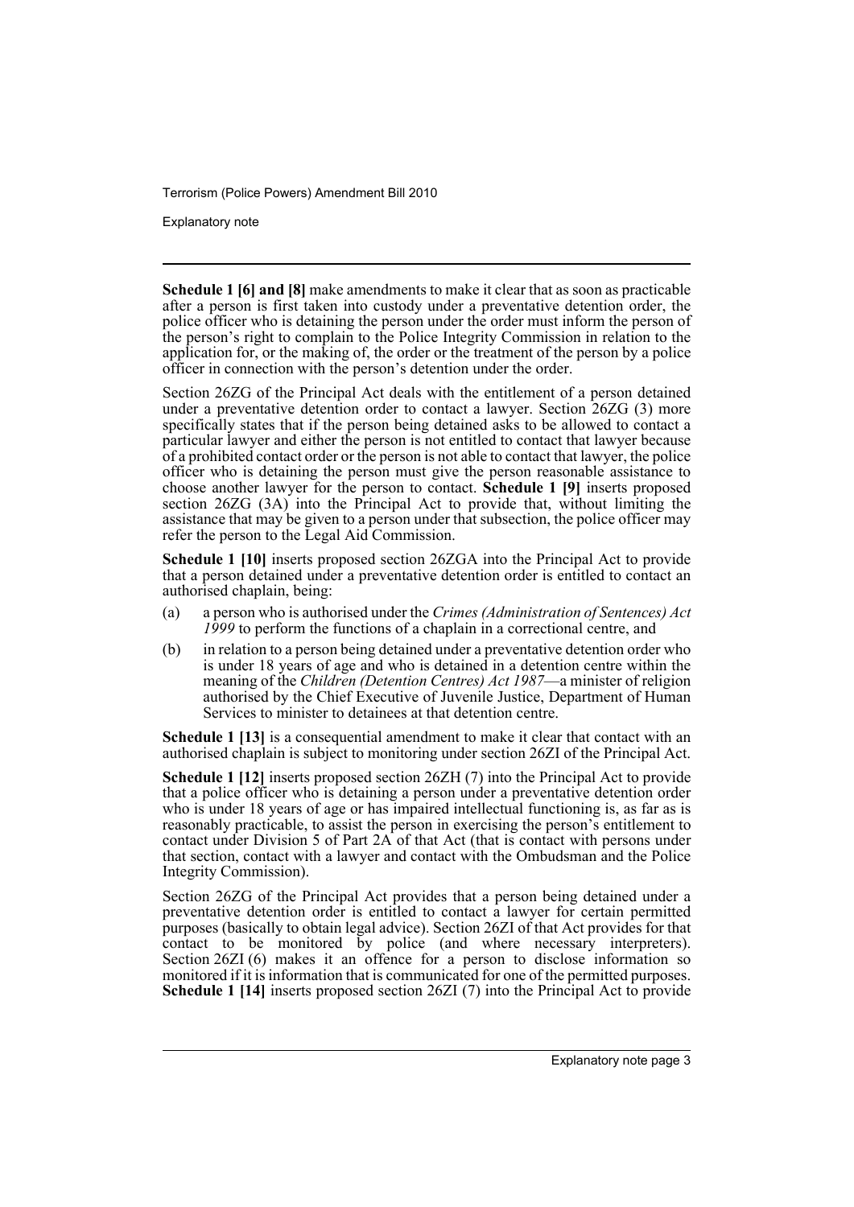**Schedule 1 [6] and [8]** make amendments to make it clear that as soon as practicable after a person is first taken into custody under a preventative detention order, the police officer who is detaining the person under the order must inform the person of the person's right to complain to the Police Integrity Commission in relation to the application for, or the making of, the order or the treatment of the person by a police officer in connection with the person's detention under the order.

Section 26ZG of the Principal Act deals with the entitlement of a person detained under a preventative detention order to contact a lawyer. Section 26ZG (3) more specifically states that if the person being detained asks to be allowed to contact a particular lawyer and either the person is not entitled to contact that lawyer because of a prohibited contact order or the person is not able to contact that lawyer, the police officer who is detaining the person must give the person reasonable assistance to choose another lawyer for the person to contact. **Schedule 1 [9]** inserts proposed section 26ZG (3A) into the Principal Act to provide that, without limiting the assistance that may be given to a person under that subsection, the police officer may refer the person to the Legal Aid Commission.

**Schedule 1 [10]** inserts proposed section 26ZGA into the Principal Act to provide that a person detained under a preventative detention order is entitled to contact an authorised chaplain, being:

(a) a person who is authorised under the *Crimes (Administration of Sentences) Act 1999* to perform the functions of a chaplain in a correctional centre, and

(b) in relation to a person being detained under a preventative detention order who is under 18 years of age and who is detained in a detention centre within the meaning of the *Children (Detention Centres) Act 1987*—a minister of religion authorised by the Chief Executive of Juvenile Justice, Department of Human Services to minister to detainees at that detention centre.

**Schedule 1 [13]** is a consequential amendment to make it clear that contact with an authorised chaplain is subject to monitoring under section 26ZI of the Principal Act.

**Schedule 1 [12]** inserts proposed section 26ZH (7) into the Principal Act to provide that a police officer who is detaining a person under a preventative detention order who is under 18 years of age or has impaired intellectual functioning is, as far as is reasonably practicable, to assist the person in exercising the person's entitlement to contact under Division 5 of Part 2A of that Act (that is contact with persons under that section, contact with a lawyer and contact with the Ombudsman and the Police Integrity Commission).

Section 26ZG of the Principal Act provides that a person being detained under a preventative detention order is entitled to contact a lawyer for certain permitted purposes (basically to obtain legal advice). Section 26ZI of that Act provides for that contact to be monitored by police (and where necessary interpreters). Section 26ZI (6) makes it an offence for a person to disclose information so monitored if it is information that is communicated for one of the permitted purposes. **Schedule 1 [14]** inserts proposed section 26ZI (7) into the Principal Act to provide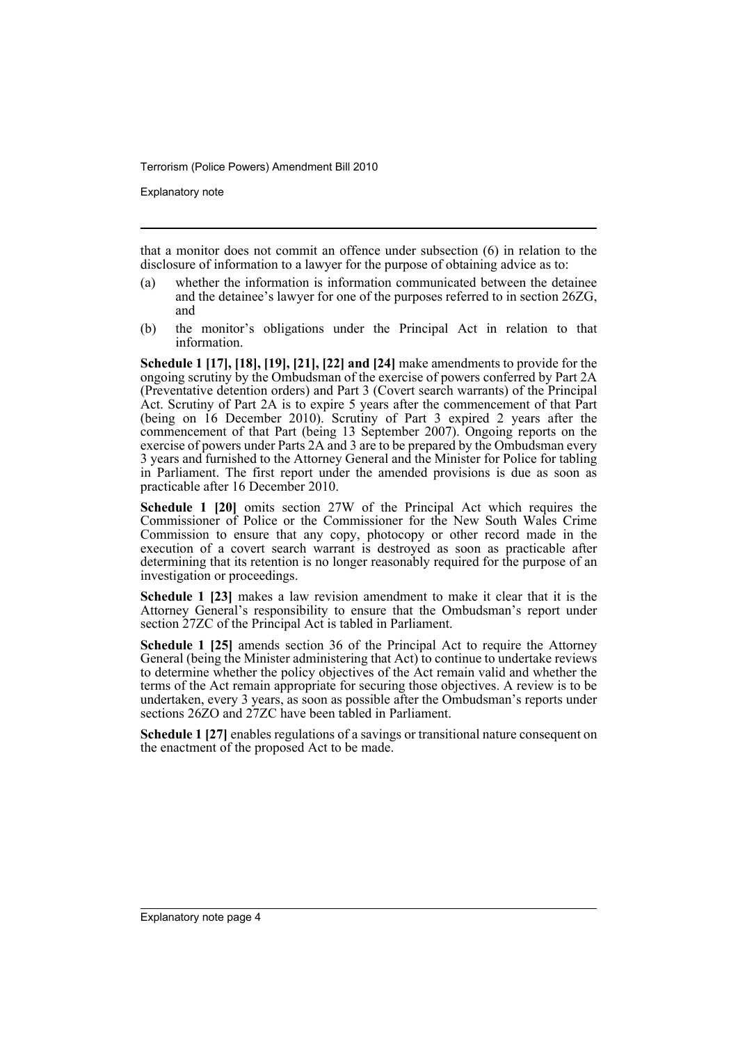that a monitor does not commit an offence under subsection (6) in relation to the disclosure of information to a lawyer for the purpose of obtaining advice as to:

(a) whether the information is information communicated between the detainee and the detainee's lawyer for one of the purposes referred to in section 26ZG, and

(b) the monitor's obligations under the Principal Act in relation to that information.

**Schedule 1 [17], [18], [19], [21], [22] and [24]** make amendments to provide for the ongoing scrutiny by the Ombudsman of the exercise of powers conferred by Part 2A (Preventative detention orders) and Part 3 (Covert search warrants) of the Principal Act. Scrutiny of Part 2A is to expire 5 years after the commencement of that Part (being on 16 December 2010). Scrutiny of Part 3 expired 2 years after the commencement of that Part (being 13 September 2007). Ongoing reports on the exercise of powers under Parts 2A and 3 are to be prepared by the Ombudsman every 3 years and furnished to the Attorney General and the Minister for Police for tabling in Parliament. The first report under the amended provisions is due as soon as practicable after 16 December 2010.

**Schedule 1 [20]** omits section 27W of the Principal Act which requires the Commissioner of Police or the Commissioner for the New South Wales Crime Commission to ensure that any copy, photocopy or other record made in the execution of a covert search warrant is destroyed as soon as practicable after determining that its retention is no longer reasonably required for the purpose of an investigation or proceedings.

**Schedule 1 [23]** makes a law revision amendment to make it clear that it is the Attorney General's responsibility to ensure that the Ombudsman's report under section 27ZC of the Principal Act is tabled in Parliament.

**Schedule 1 [25]** amends section 36 of the Principal Act to require the Attorney General (being the Minister administering that Act) to continue to undertake reviews to determine whether the policy objectives of the Act remain valid and whether the terms of the Act remain appropriate for securing those objectives. A review is to be undertaken, every 3 years, as soon as possible after the Ombudsman's reports under sections 26ZO and 27ZC have been tabled in Parliament.

**Schedule 1 [27]** enables regulations of a savings or transitional nature consequent on the enactment of the proposed Act to be made.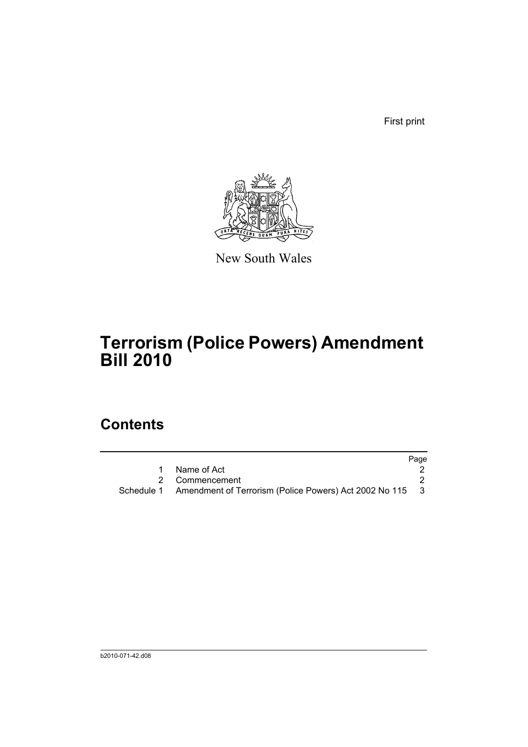First print

New South Wales

# Terrorism (Police Powers) Amendment Bill 2010

## Contents

| | | Page |
|---|---|---|
| 1 | Name of Act | 2 |
| 2 | Commencement | 2 |
| Schedule 1 | Amendment of Terrorism (Police Powers) Act 2002 No 115 | 3 |

b2010-071-42.d08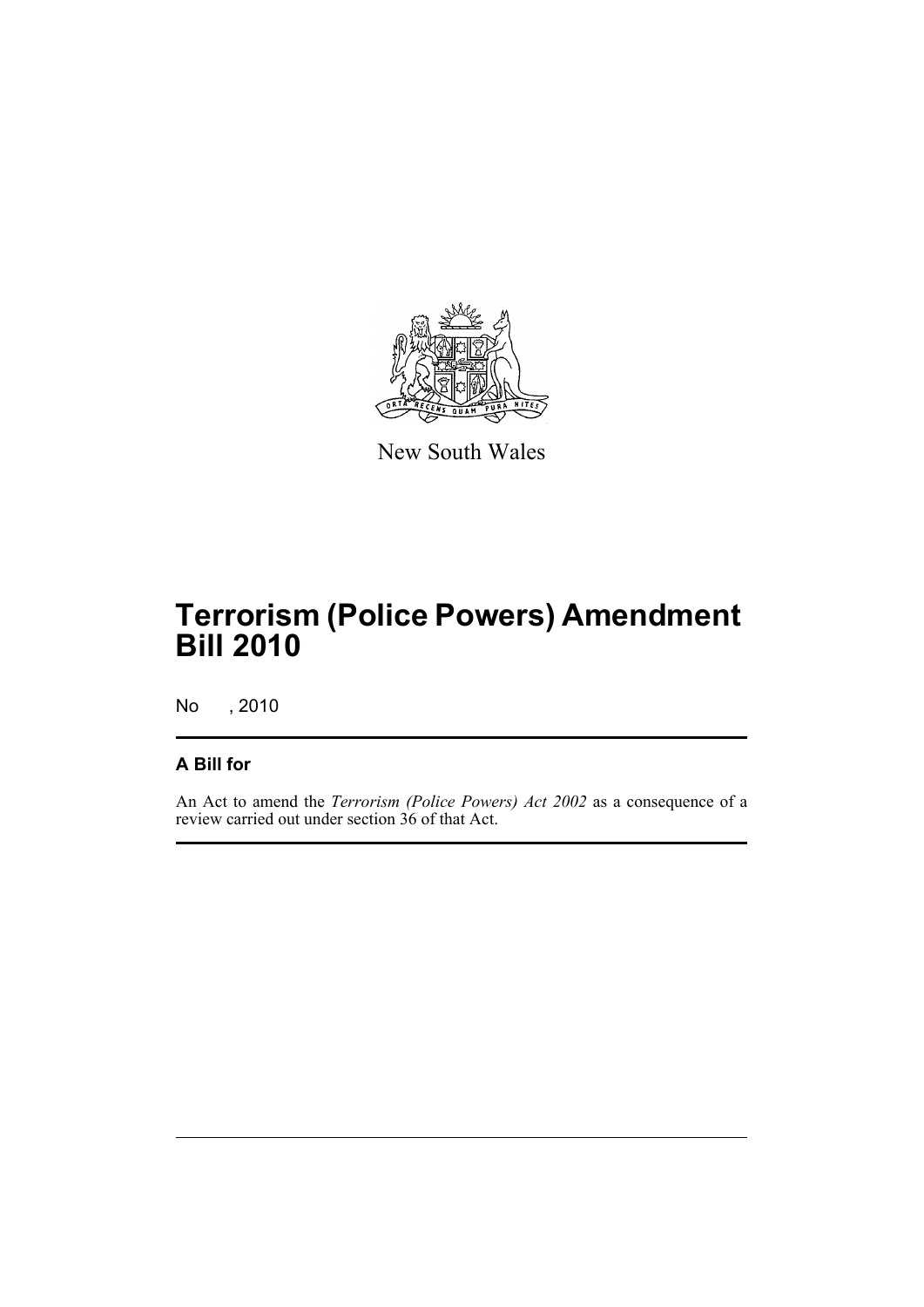New South Wales

# Terrorism (Police Powers) Amendment Bill 2010

No , 2010

## A Bill for

An Act to amend the *Terrorism (Police Powers) Act 2002* as a consequence of a review carried out under section 36 of that Act.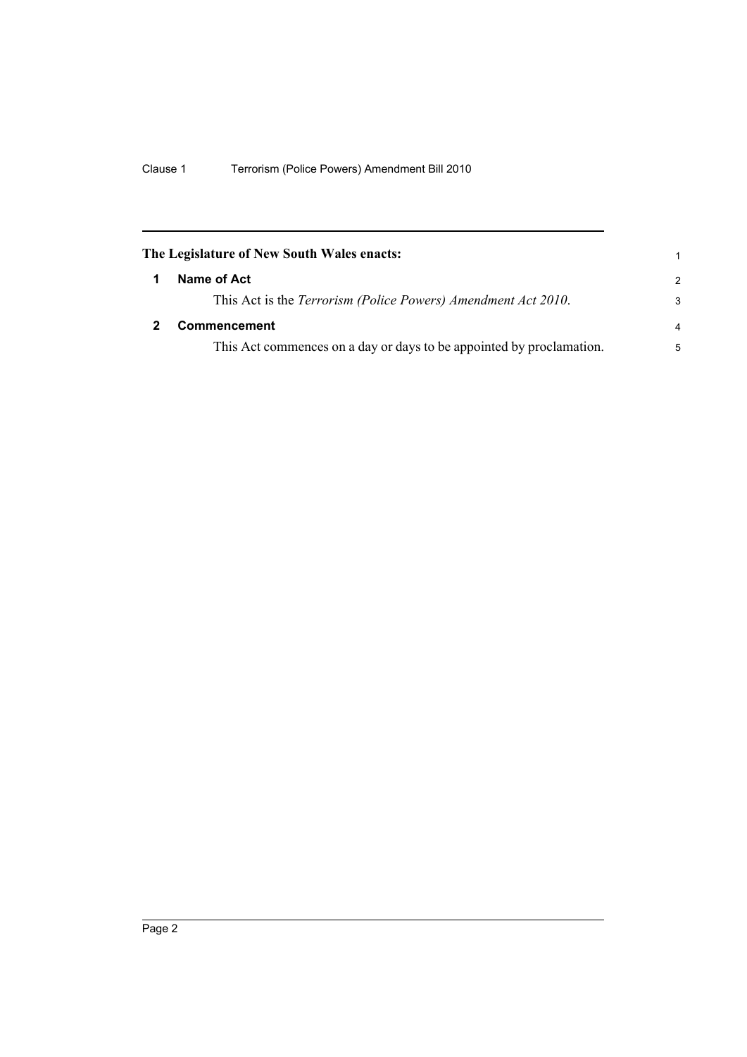**The Legislature of New South Wales enacts:**

**1 Name of Act**

This Act is the *Terrorism (Police Powers) Amendment Act 2010*.

**2 Commencement**

This Act commences on a day or days to be appointed by proclamation.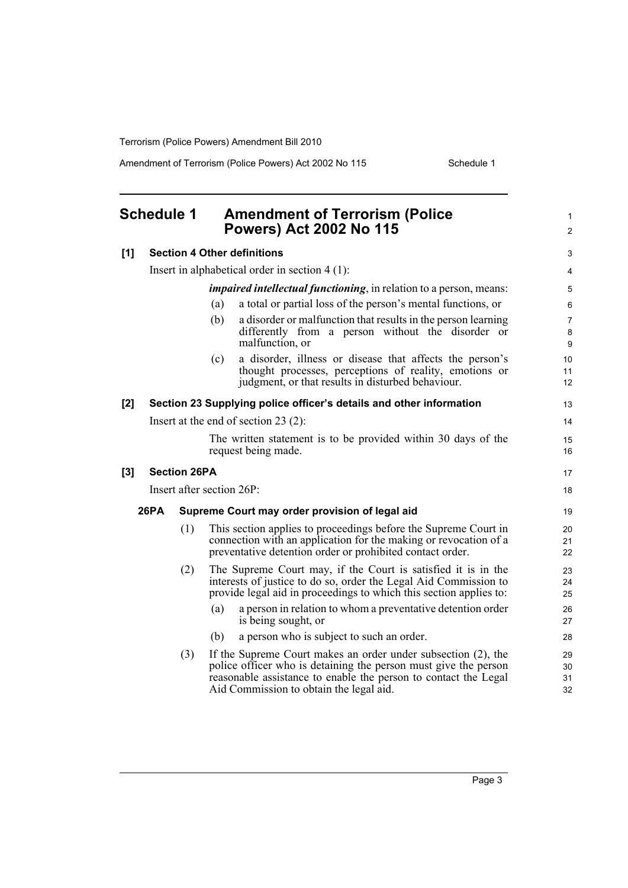## Schedule 1 Amendment of Terrorism (Police Powers) Act 2002 No 115

**[1] Section 4 Other definitions**

Insert in alphabetical order in section 4 (1):

> ***impaired intellectual functioning***, in relation to a person, means:
>
> (a) a total or partial loss of the person's mental functions, or
>
> (b) a disorder or malfunction that results in the person learning differently from a person without the disorder or malfunction, or
>
> (c) a disorder, illness or disease that affects the person's thought processes, perceptions of reality, emotions or judgment, or that results in disturbed behaviour.

**[2] Section 23 Supplying police officer's details and other information**

Insert at the end of section 23 (2):

> The written statement is to be provided within 30 days of the request being made.

**[3] Section 26PA**

Insert after section 26P:

> **26PA Supreme Court may order provision of legal aid**
>
> (1) This section applies to proceedings before the Supreme Court in connection with an application for the making or revocation of a preventative detention order or prohibited contact order.
>
> (2) The Supreme Court may, if the Court is satisfied it is in the interests of justice to do so, order the Legal Aid Commission to provide legal aid in proceedings to which this section applies to:
>
> (a) a person in relation to whom a preventative detention order is being sought, or
>
> (b) a person who is subject to such an order.
>
> (3) If the Supreme Court makes an order under subsection (2), the police officer who is detaining the person must give the person reasonable assistance to enable the person to contact the Legal Aid Commission to obtain the legal aid.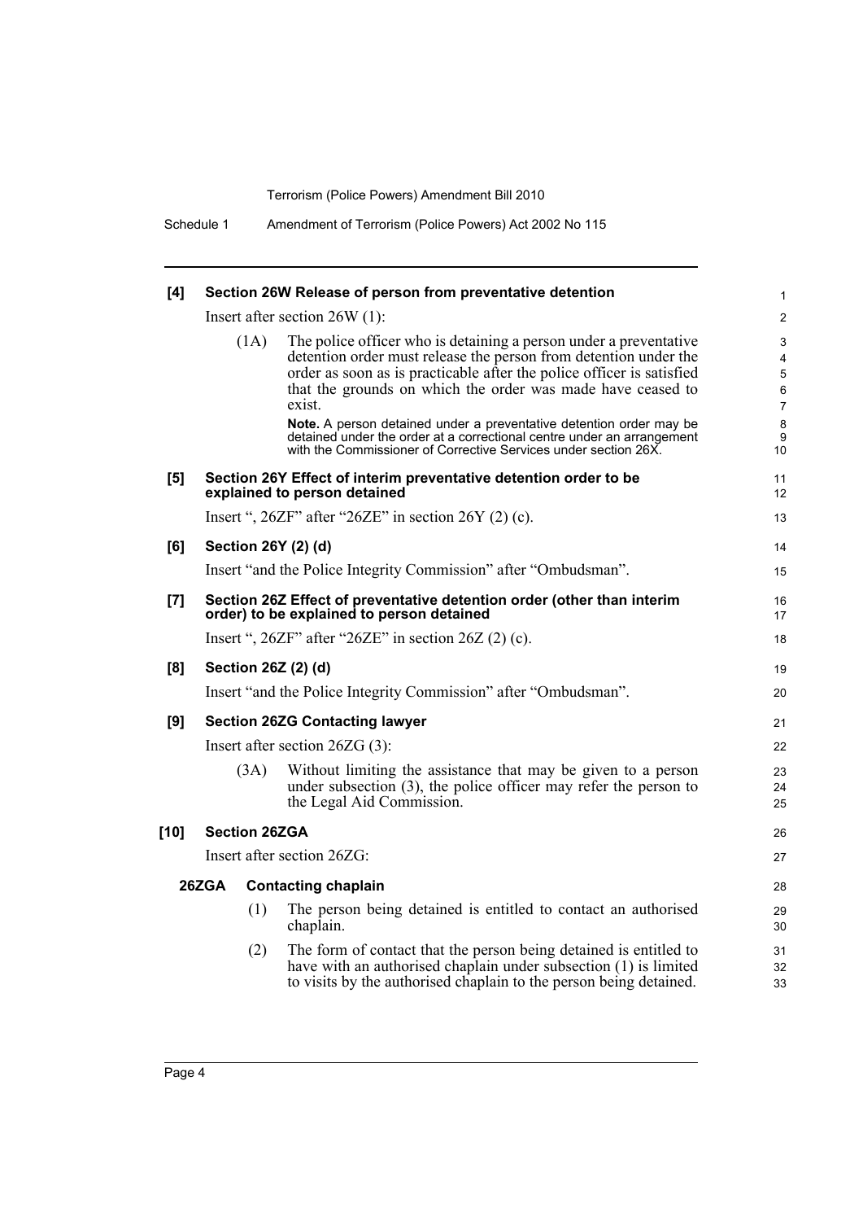**[4] Section 26W Release of person from preventative detention**

Insert after section 26W (1):

(1A) The police officer who is detaining a person under a preventative detention order must release the person from detention under the order as soon as is practicable after the police officer is satisfied that the grounds on which the order was made have ceased to exist.

**Note.** A person detained under a preventative detention order may be detained under the order at a correctional centre under an arrangement with the Commissioner of Corrective Services under section 26X.

**[5] Section 26Y Effect of interim preventative detention order to be explained to person detained**

Insert ", 26ZF" after "26ZE" in section 26Y (2) (c).

**[6] Section 26Y (2) (d)**

Insert "and the Police Integrity Commission" after "Ombudsman".

**[7] Section 26Z Effect of preventative detention order (other than interim order) to be explained to person detained**

Insert ", 26ZF" after "26ZE" in section 26Z (2) (c).

**[8] Section 26Z (2) (d)**

Insert "and the Police Integrity Commission" after "Ombudsman".

**[9] Section 26ZG Contacting lawyer**

Insert after section 26ZG (3):

(3A) Without limiting the assistance that may be given to a person under subsection (3), the police officer may refer the person to the Legal Aid Commission.

**[10] Section 26ZGA**

Insert after section 26ZG:

**26ZGA Contacting chaplain**

(1) The person being detained is entitled to contact an authorised chaplain.

(2) The form of contact that the person being detained is entitled to have with an authorised chaplain under subsection (1) is limited to visits by the authorised chaplain to the person being detained.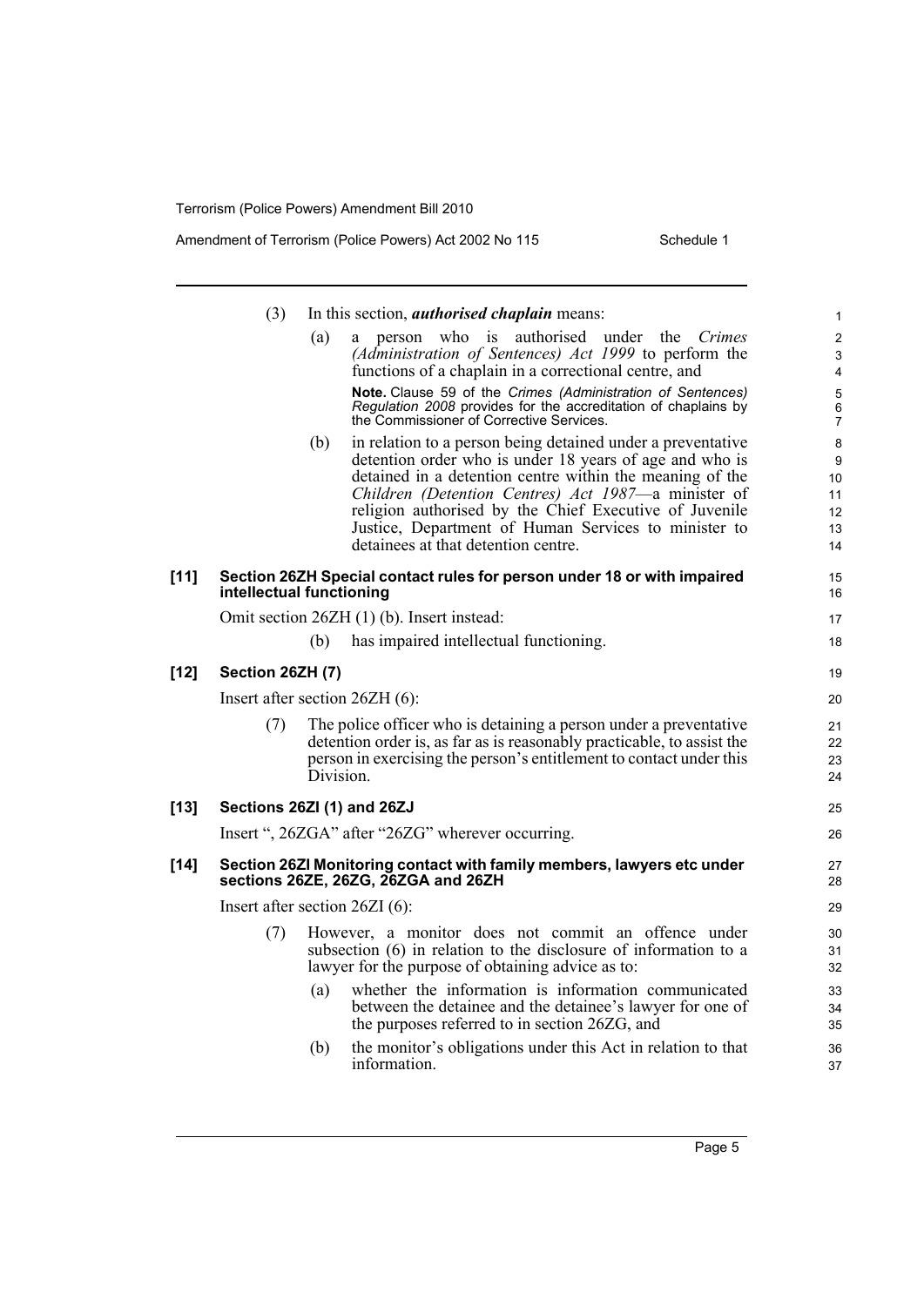(3) In this section, ***authorised chaplain*** means:

(a) a person who is authorised under the *Crimes (Administration of Sentences) Act 1999* to perform the functions of a chaplain in a correctional centre, and

**Note.** Clause 59 of the *Crimes (Administration of Sentences) Regulation 2008* provides for the accreditation of chaplains by the Commissioner of Corrective Services.

(b) in relation to a person being detained under a preventative detention order who is under 18 years of age and who is detained in a detention centre within the meaning of the *Children (Detention Centres) Act 1987*—a minister of religion authorised by the Chief Executive of Juvenile Justice, Department of Human Services to minister to detainees at that detention centre.

**[11] Section 26ZH Special contact rules for person under 18 or with impaired intellectual functioning**

Omit section 26ZH (1) (b). Insert instead:

(b) has impaired intellectual functioning.

**[12] Section 26ZH (7)**

Insert after section 26ZH (6):

(7) The police officer who is detaining a person under a preventative detention order is, as far as is reasonably practicable, to assist the person in exercising the person's entitlement to contact under this Division.

**[13] Sections 26ZI (1) and 26ZJ**

Insert ", 26ZGA" after "26ZG" wherever occurring.

**[14] Section 26ZI Monitoring contact with family members, lawyers etc under sections 26ZE, 26ZG, 26ZGA and 26ZH**

Insert after section 26ZI (6):

(7) However, a monitor does not commit an offence under subsection (6) in relation to the disclosure of information to a lawyer for the purpose of obtaining advice as to:

(a) whether the information is information communicated between the detainee and the detainee's lawyer for one of the purposes referred to in section 26ZG, and

(b) the monitor's obligations under this Act in relation to that information.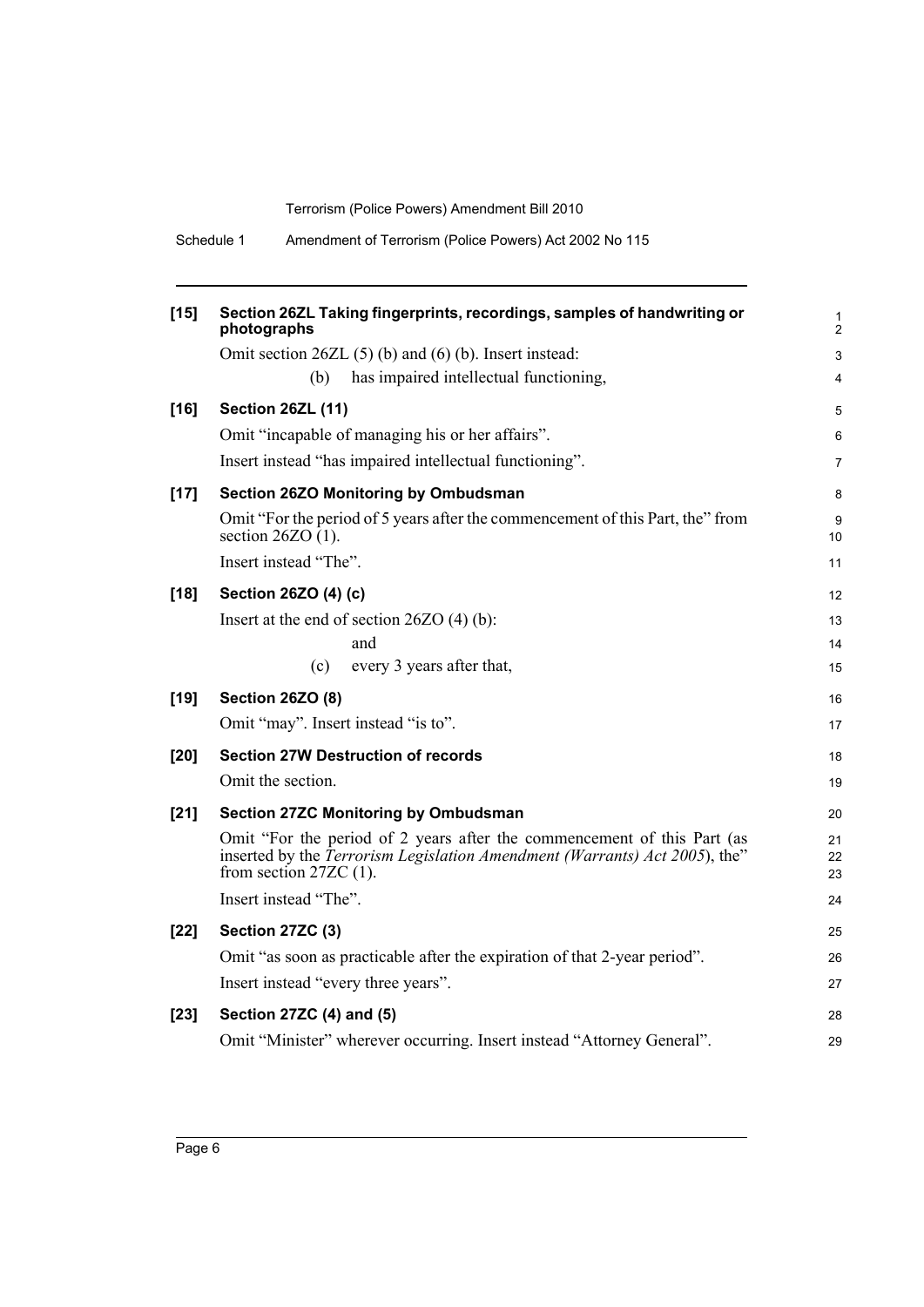**[15] Section 26ZL Taking fingerprints, recordings, samples of handwriting or photographs**

Omit section 26ZL (5) (b) and (6) (b). Insert instead:

(b) has impaired intellectual functioning,

**[16] Section 26ZL (11)**

Omit "incapable of managing his or her affairs".

Insert instead "has impaired intellectual functioning".

**[17] Section 26ZO Monitoring by Ombudsman**

Omit "For the period of 5 years after the commencement of this Part, the" from section 26ZO (1).

Insert instead "The".

**[18] Section 26ZO (4) (c)**

Insert at the end of section 26ZO (4) (b):

and

(c) every 3 years after that,

**[19] Section 26ZO (8)**

Omit "may". Insert instead "is to".

**[20] Section 27W Destruction of records**

Omit the section.

**[21] Section 27ZC Monitoring by Ombudsman**

Omit "For the period of 2 years after the commencement of this Part (as inserted by the *Terrorism Legislation Amendment (Warrants) Act 2005*), the" from section 27ZC (1).

Insert instead "The".

**[22] Section 27ZC (3)**

Omit "as soon as practicable after the expiration of that 2-year period".

Insert instead "every three years".

**[23] Section 27ZC (4) and (5)**

Omit "Minister" wherever occurring. Insert instead "Attorney General".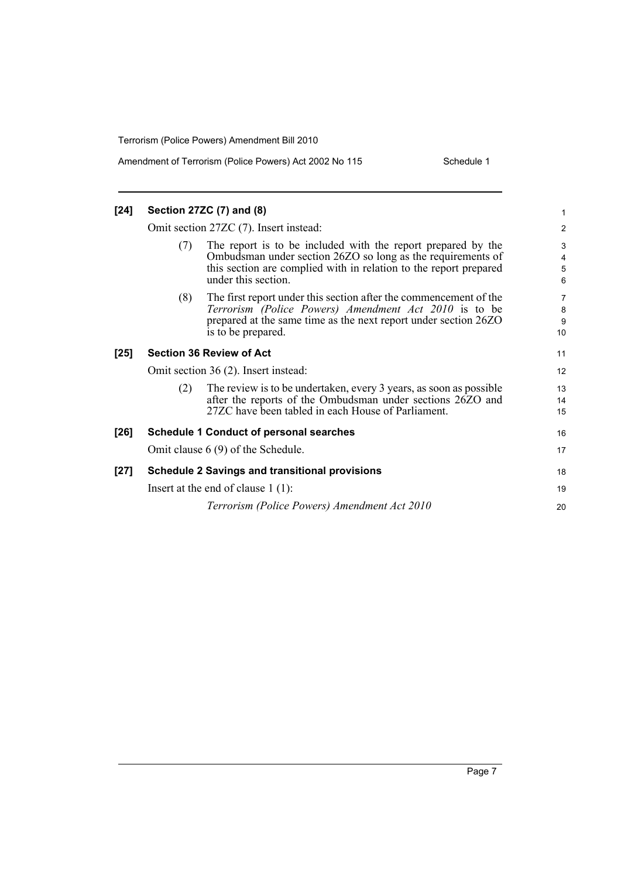**[24] Section 27ZC (7) and (8)**

Omit section 27ZC (7). Insert instead:

(7) The report is to be included with the report prepared by the Ombudsman under section 26ZO so long as the requirements of this section are complied with in relation to the report prepared under this section.

(8) The first report under this section after the commencement of the *Terrorism (Police Powers) Amendment Act 2010* is to be prepared at the same time as the next report under section 26ZO is to be prepared.

**[25] Section 36 Review of Act**

Omit section 36 (2). Insert instead:

(2) The review is to be undertaken, every 3 years, as soon as possible after the reports of the Ombudsman under sections 26ZO and 27ZC have been tabled in each House of Parliament.

**[26] Schedule 1 Conduct of personal searches**

Omit clause 6 (9) of the Schedule.

**[27] Schedule 2 Savings and transitional provisions**

Insert at the end of clause 1 (1):

*Terrorism (Police Powers) Amendment Act 2010*